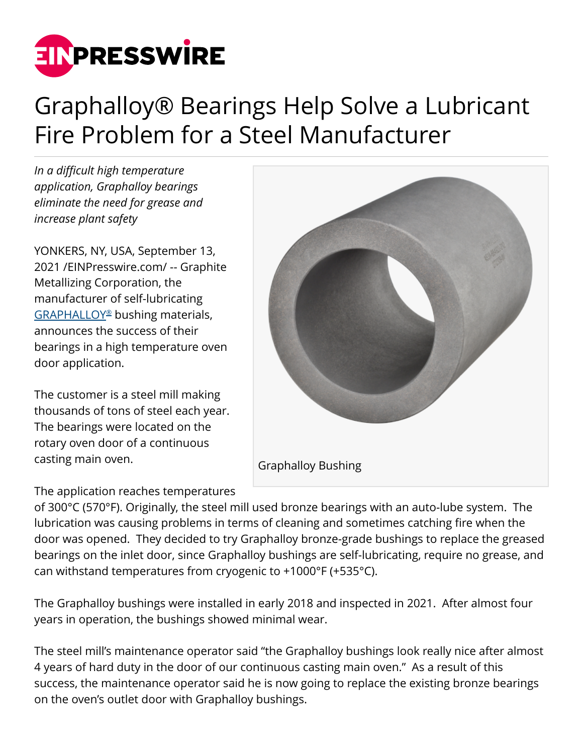# Graphalloy® Bearings Help Solve a Lubricant Fire Problem for a Steel Manufacturer

*In a difficult high temperature application, Graphalloy bearings eliminate the need for grease and increase plant safety*

YONKERS, NY, USA, September 13, 2021 /EINPresswire.com/ -- Graphite Metallizing Corporation, the manufacturer of self-lubricating GRAPHALLOY® bushing materials, announces the success of their bearings in a high temperature oven door application.

Graphalloy Bushing

The customer is a steel mill making thousands of tons of steel each year. The bearings were located on the rotary oven door of a continuous casting main oven.

The application reaches temperatures of 300°C (570°F). Originally, the steel mill used bronze bearings with an auto-lube system. The lubrication was causing problems in terms of cleaning and sometimes catching fire when the door was opened. They decided to try Graphalloy bronze-grade bushings to replace the greased bearings on the inlet door, since Graphalloy bushings are self-lubricating, require no grease, and can withstand temperatures from cryogenic to +1000°F (+535°C).

The Graphalloy bushings were installed in early 2018 and inspected in 2021. After almost four years in operation, the bushings showed minimal wear.

The steel mill's maintenance operator said "the Graphalloy bushings look really nice after almost 4 years of hard duty in the door of our continuous casting main oven." As a result of this success, the maintenance operator said he is now going to replace the existing bronze bearings on the oven's outlet door with Graphalloy bushings.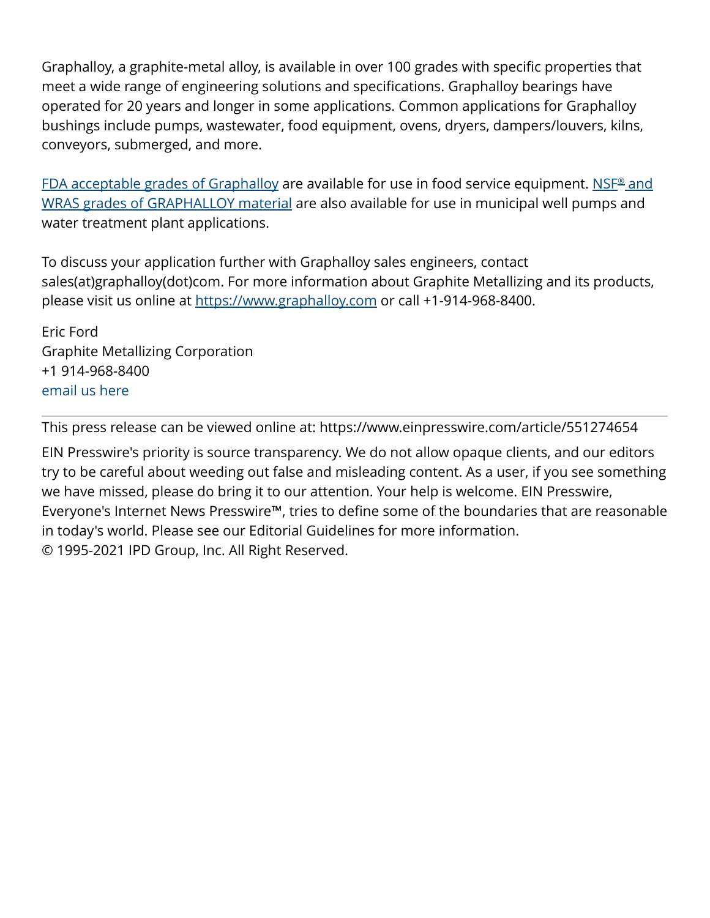Graphalloy, a graphite-metal alloy, is available in over 100 grades with specific properties that meet a wide range of engineering solutions and specifications. Graphalloy bearings have operated for 20 years and longer in some applications. Common applications for Graphalloy bushings include pumps, wastewater, food equipment, ovens, dryers, dampers/louvers, kilns, conveyors, submerged, and more.

FDA acceptable grades of Graphalloy are available for use in food service equipment. NSF® and WRAS grades of GRAPHALLOY material are also available for use in municipal well pumps and water treatment plant applications.

To discuss your application further with Graphalloy sales engineers, contact sales(at)graphalloy(dot)com. For more information about Graphite Metallizing and its products, please visit us online at https://www.graphalloy.com or call +1-914-968-8400.

Eric Ford
Graphite Metallizing Corporation
+1 914-968-8400
email us here

---

This press release can be viewed online at: https://www.einpresswire.com/article/551274654

EIN Presswire's priority is source transparency. We do not allow opaque clients, and our editors try to be careful about weeding out false and misleading content. As a user, if you see something we have missed, please do bring it to our attention. Your help is welcome. EIN Presswire, Everyone's Internet News Presswire™, tries to define some of the boundaries that are reasonable in today's world. Please see our Editorial Guidelines for more information.
© 1995-2021 IPD Group, Inc. All Right Reserved.